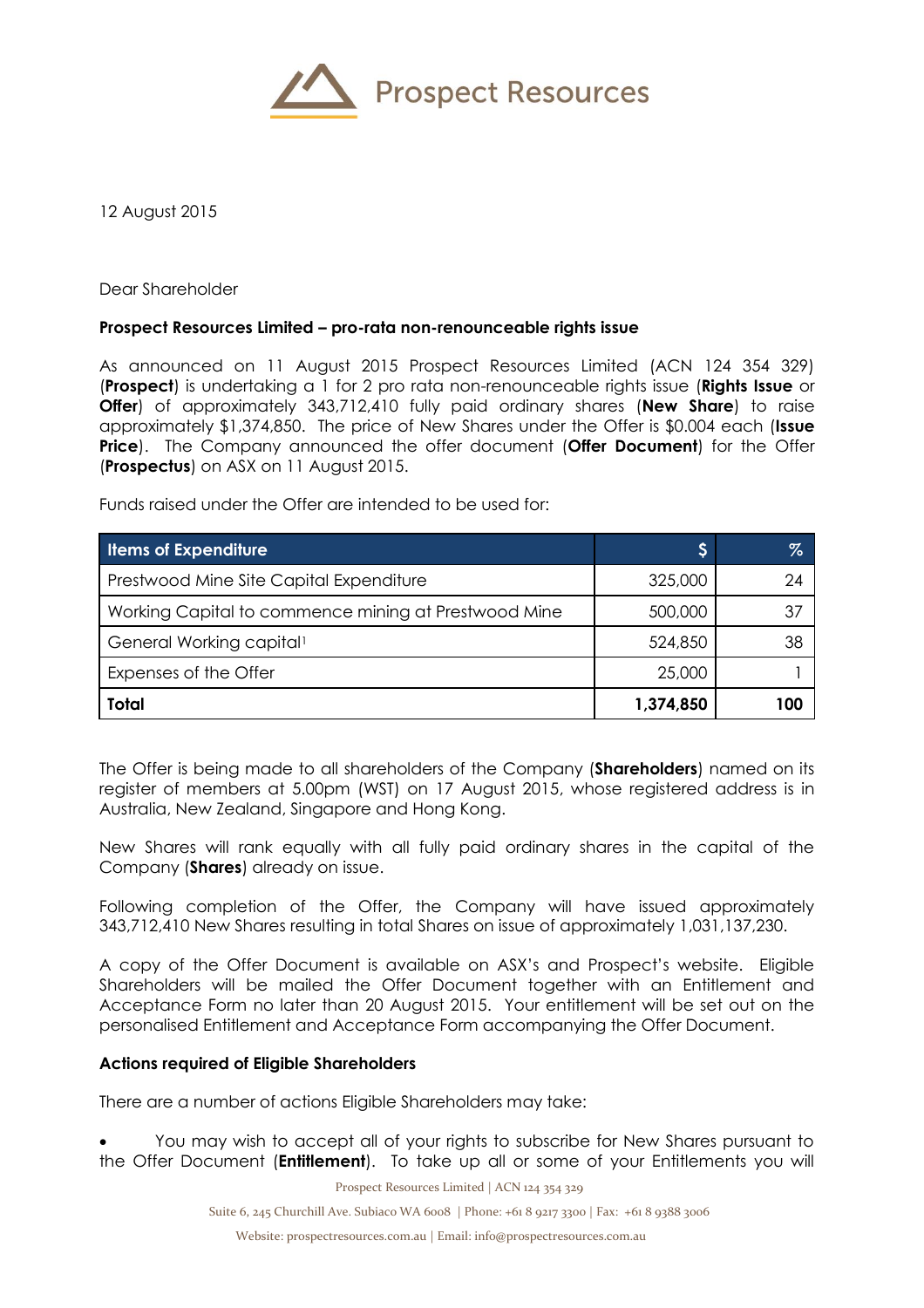Prospect Resources

12 August 2015

Dear Shareholder

**Prospect Resources Limited – pro-rata non-renounceable rights issue**

As announced on 11 August 2015 Prospect Resources Limited (ACN 124 354 329) (**Prospect**) is undertaking a 1 for 2 pro rata non-renounceable rights issue (**Rights Issue** or **Offer**) of approximately 343,712,410 fully paid ordinary shares (**New Share**) to raise approximately $1,374,850. The price of New Shares under the Offer is $0.004 each (**Issue Price**). The Company announced the offer document (**Offer Document**) for the Offer (**Prospectus**) on ASX on 11 August 2015.

Funds raised under the Offer are intended to be used for:

| Items of Expenditure | $ | % |
|---|---|---|
| Prestwood Mine Site Capital Expenditure | 325,000 | 24 |
| Working Capital to commence mining at Prestwood Mine | 500,000 | 37 |
| General Working capital[1] | 524,850 | 38 |
| Expenses of the Offer | 25,000 | 1 |
| **Total** | **1,374,850** | **100** |

The Offer is being made to all shareholders of the Company (**Shareholders**) named on its register of members at 5.00pm (WST) on 17 August 2015, whose registered address is in Australia, New Zealand, Singapore and Hong Kong.

New Shares will rank equally with all fully paid ordinary shares in the capital of the Company (**Shares**) already on issue.

Following completion of the Offer, the Company will have issued approximately 343,712,410 New Shares resulting in total Shares on issue of approximately 1,031,137,230.

A copy of the Offer Document is available on ASX's and Prospect's website. Eligible Shareholders will be mailed the Offer Document together with an Entitlement and Acceptance Form no later than 20 August 2015. Your entitlement will be set out on the personalised Entitlement and Acceptance Form accompanying the Offer Document.

**Actions required of Eligible Shareholders**

There are a number of actions Eligible Shareholders may take:

- You may wish to accept all of your rights to subscribe for New Shares pursuant to the Offer Document (**Entitlement**). To take up all or some of your Entitlements you will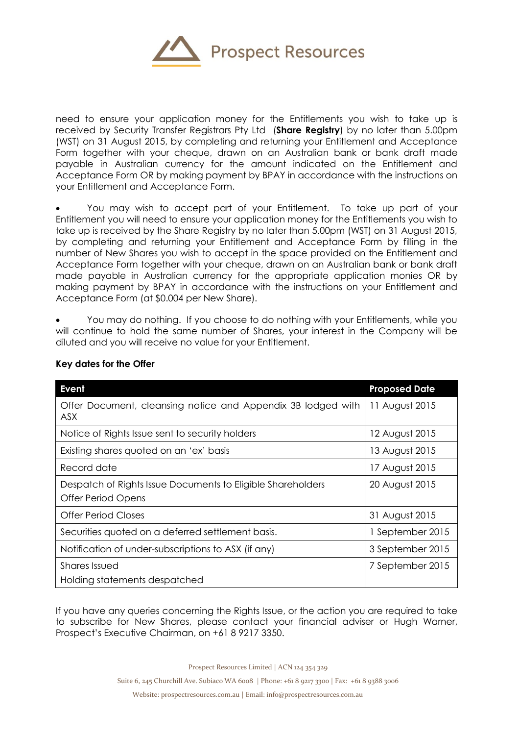need to ensure your application money for the Entitlements you wish to take up is received by Security Transfer Registrars Pty Ltd (**Share Registry**) by no later than 5.00pm (WST) on 31 August 2015, by completing and returning your Entitlement and Acceptance Form together with your cheque, drawn on an Australian bank or bank draft made payable in Australian currency for the amount indicated on the Entitlement and Acceptance Form OR by making payment by BPAY in accordance with the instructions on your Entitlement and Acceptance Form.

- You may wish to accept part of your Entitlement. To take up part of your Entitlement you will need to ensure your application money for the Entitlements you wish to take up is received by the Share Registry by no later than 5.00pm (WST) on 31 August 2015, by completing and returning your Entitlement and Acceptance Form by filling in the number of New Shares you wish to accept in the space provided on the Entitlement and Acceptance Form together with your cheque, drawn on an Australian bank or bank draft made payable in Australian currency for the appropriate application monies OR by making payment by BPAY in accordance with the instructions on your Entitlement and Acceptance Form (at $0.004 per New Share).

- You may do nothing. If you choose to do nothing with your Entitlements, while you will continue to hold the same number of Shares, your interest in the Company will be diluted and you will receive no value for your Entitlement.

**Key dates for the Offer**

| Event | Proposed Date |
|---|---|
| Offer Document, cleansing notice and Appendix 3B lodged with ASX | 11 August 2015 |
| Notice of Rights Issue sent to security holders | 12 August 2015 |
| Existing shares quoted on an 'ex' basis | 13 August 2015 |
| Record date | 17 August 2015 |
| Despatch of Rights Issue Documents to Eligible Shareholders<br>Offer Period Opens | 20 August 2015 |
| Offer Period Closes | 31 August 2015 |
| Securities quoted on a deferred settlement basis. | 1 September 2015 |
| Notification of under-subscriptions to ASX (if any) | 3 September 2015 |
| Shares Issued<br>Holding statements despatched | 7 September 2015 |

If you have any queries concerning the Rights Issue, or the action you are required to take to subscribe for New Shares, please contact your financial adviser or Hugh Warner, Prospect's Executive Chairman, on +61 8 9217 3350.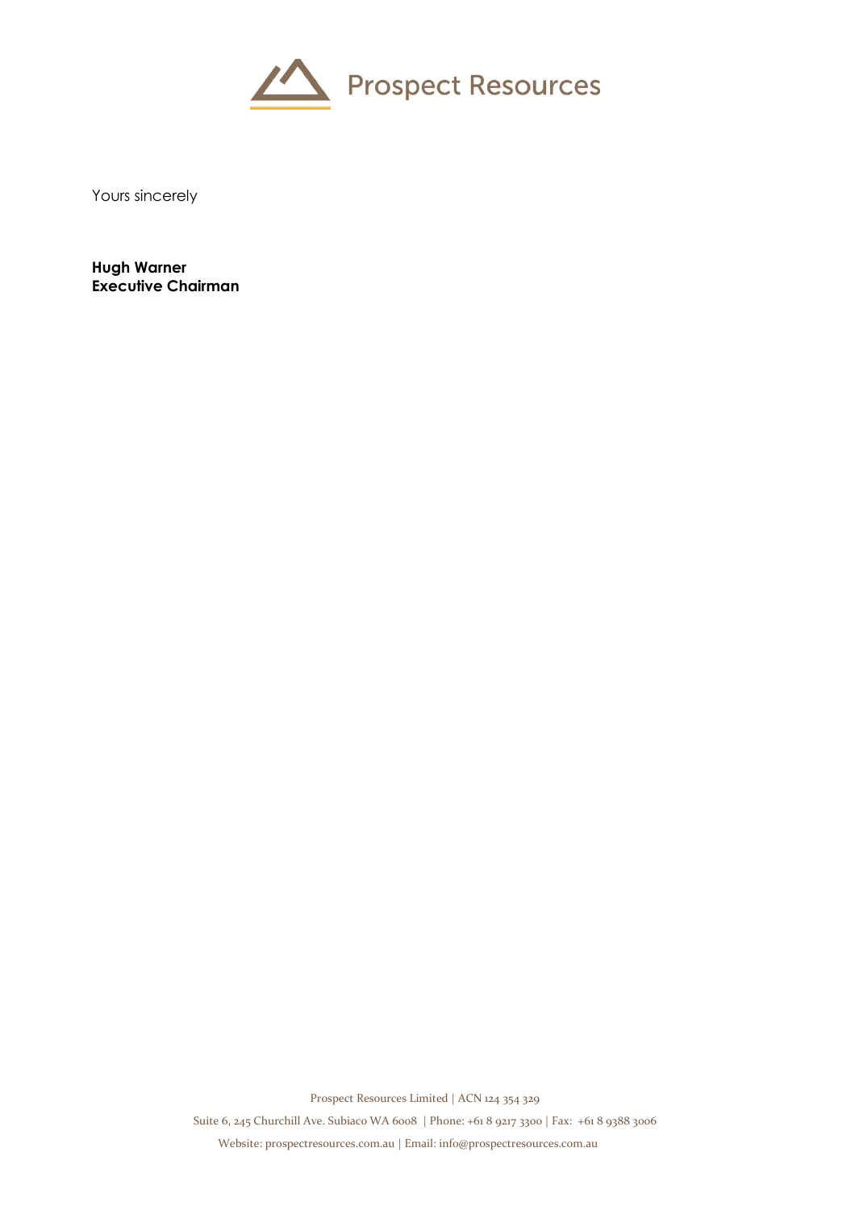Yours sincerely

**Hugh Warner**
**Executive Chairman**